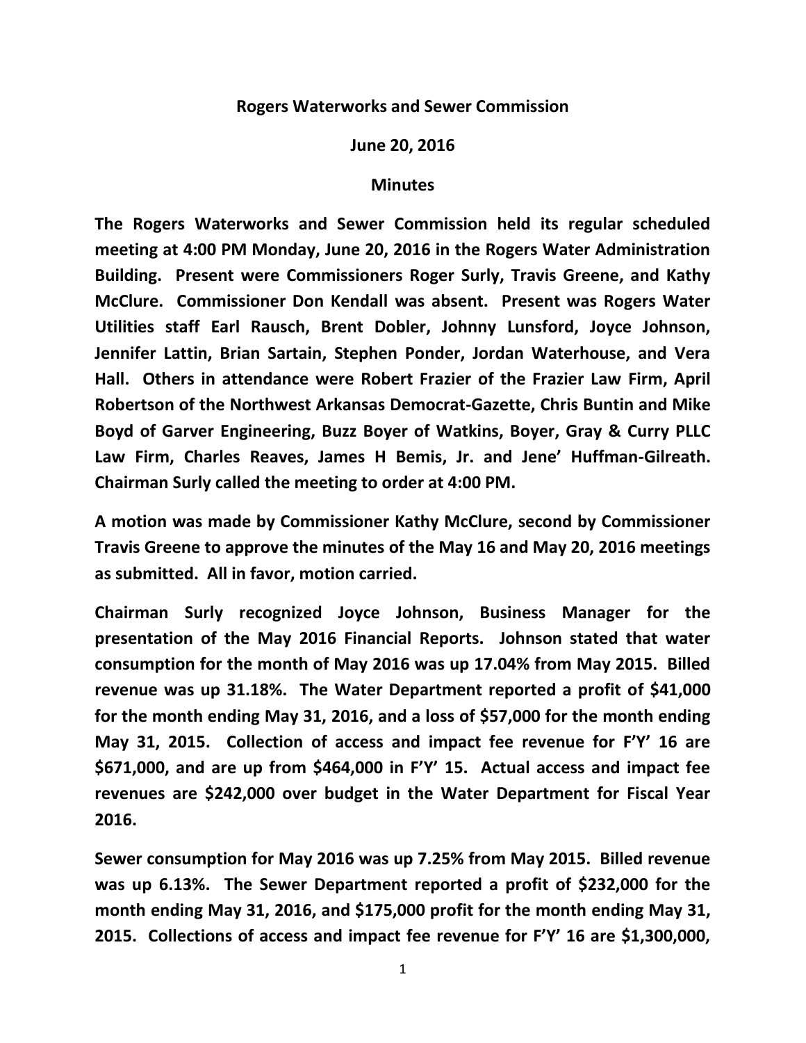**Rogers Waterworks and Sewer Commission**

**June 20, 2016**

**Minutes**

**The Rogers Waterworks and Sewer Commission held its regular scheduled meeting at 4:00 PM Monday, June 20, 2016 in the Rogers Water Administration Building. Present were Commissioners Roger Surly, Travis Greene, and Kathy McClure. Commissioner Don Kendall was absent. Present was Rogers Water Utilities staff Earl Rausch, Brent Dobler, Johnny Lunsford, Joyce Johnson, Jennifer Lattin, Brian Sartain, Stephen Ponder, Jordan Waterhouse, and Vera Hall. Others in attendance were Robert Frazier of the Frazier Law Firm, April Robertson of the Northwest Arkansas Democrat-Gazette, Chris Buntin and Mike Boyd of Garver Engineering, Buzz Boyer of Watkins, Boyer, Gray & Curry PLLC Law Firm, Charles Reaves, James H Bemis, Jr. and Jene' Huffman-Gilreath. Chairman Surly called the meeting to order at 4:00 PM.**

**A motion was made by Commissioner Kathy McClure, second by Commissioner Travis Greene to approve the minutes of the May 16 and May 20, 2016 meetings as submitted. All in favor, motion carried.**

**Chairman Surly recognized Joyce Johnson, Business Manager for the presentation of the May 2016 Financial Reports. Johnson stated that water consumption for the month of May 2016 was up 17.04% from May 2015. Billed revenue was up 31.18%. The Water Department reported a profit of $41,000 for the month ending May 31, 2016, and a loss of $57,000 for the month ending May 31, 2015. Collection of access and impact fee revenue for F'Y' 16 are $671,000, and are up from $464,000 in F'Y' 15. Actual access and impact fee revenues are $242,000 over budget in the Water Department for Fiscal Year 2016.**

**Sewer consumption for May 2016 was up 7.25% from May 2015. Billed revenue was up 6.13%. The Sewer Department reported a profit of $232,000 for the month ending May 31, 2016, and $175,000 profit for the month ending May 31, 2015. Collections of access and impact fee revenue for F'Y' 16 are $1,300,000,**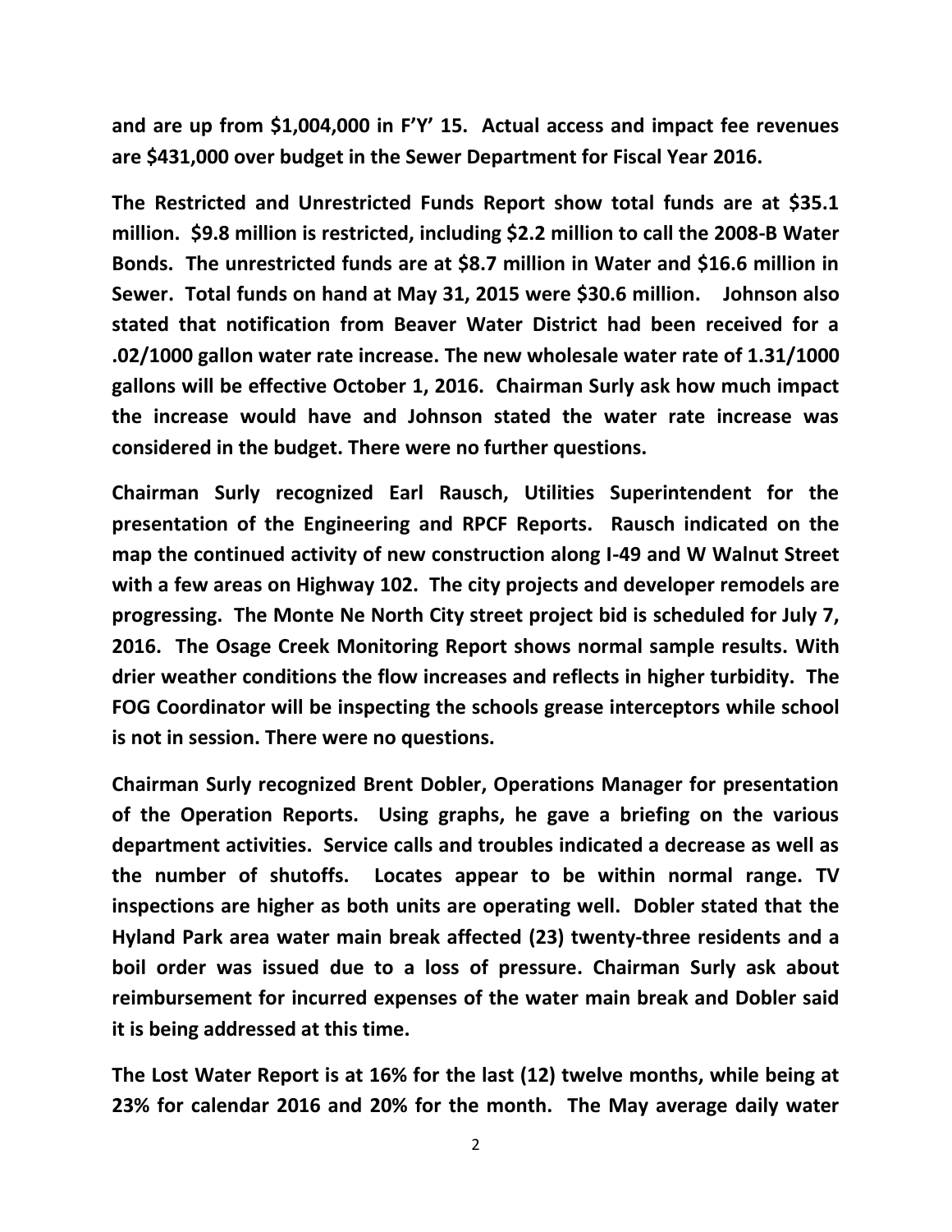**and are up from $1,004,000 in F'Y' 15. Actual access and impact fee revenues are $431,000 over budget in the Sewer Department for Fiscal Year 2016.**

**The Restricted and Unrestricted Funds Report show total funds are at $35.1 million. $9.8 million is restricted, including $2.2 million to call the 2008-B Water Bonds. The unrestricted funds are at $8.7 million in Water and $16.6 million in Sewer. Total funds on hand at May 31, 2015 were $30.6 million. Johnson also stated that notification from Beaver Water District had been received for a .02/1000 gallon water rate increase. The new wholesale water rate of 1.31/1000 gallons will be effective October 1, 2016. Chairman Surly ask how much impact the increase would have and Johnson stated the water rate increase was considered in the budget. There were no further questions.**

**Chairman Surly recognized Earl Rausch, Utilities Superintendent for the presentation of the Engineering and RPCF Reports. Rausch indicated on the map the continued activity of new construction along I-49 and W Walnut Street with a few areas on Highway 102. The city projects and developer remodels are progressing. The Monte Ne North City street project bid is scheduled for July 7, 2016. The Osage Creek Monitoring Report shows normal sample results. With drier weather conditions the flow increases and reflects in higher turbidity. The FOG Coordinator will be inspecting the schools grease interceptors while school is not in session. There were no questions.**

**Chairman Surly recognized Brent Dobler, Operations Manager for presentation of the Operation Reports. Using graphs, he gave a briefing on the various department activities. Service calls and troubles indicated a decrease as well as the number of shutoffs. Locates appear to be within normal range. TV inspections are higher as both units are operating well. Dobler stated that the Hyland Park area water main break affected (23) twenty-three residents and a boil order was issued due to a loss of pressure. Chairman Surly ask about reimbursement for incurred expenses of the water main break and Dobler said it is being addressed at this time.**

**The Lost Water Report is at 16% for the last (12) twelve months, while being at 23% for calendar 2016 and 20% for the month. The May average daily water**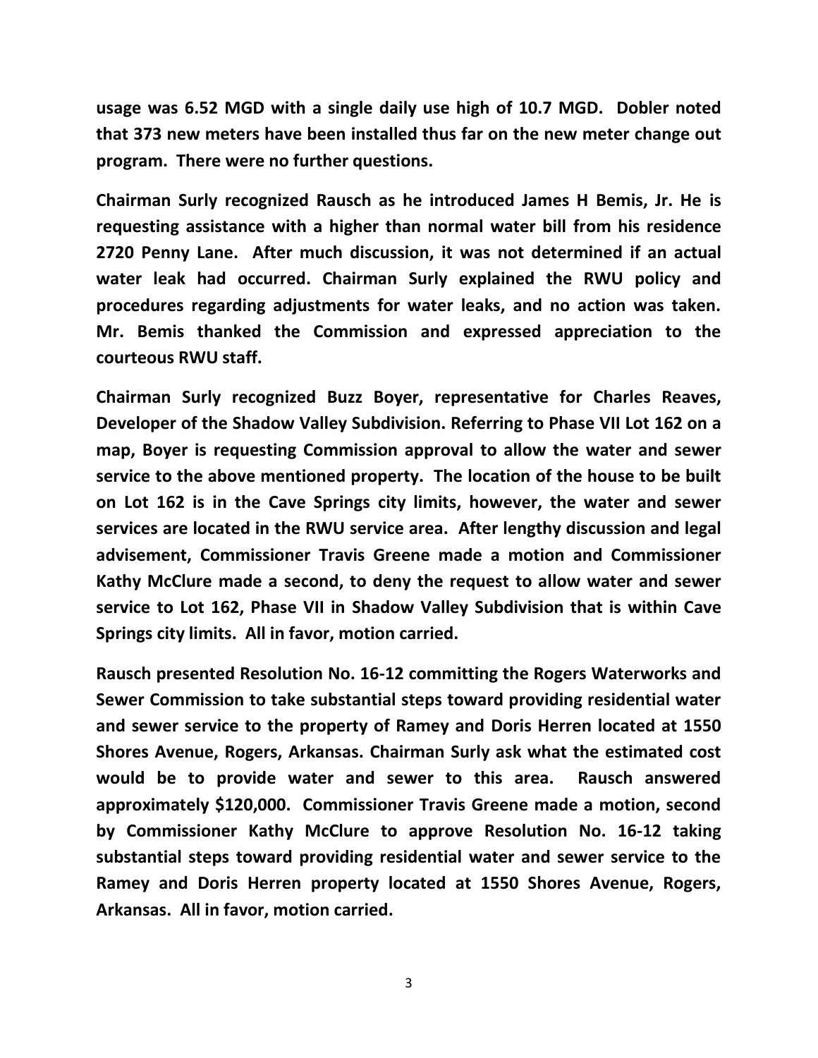**usage was 6.52 MGD with a single daily use high of 10.7 MGD. Dobler noted that 373 new meters have been installed thus far on the new meter change out program. There were no further questions.**

**Chairman Surly recognized Rausch as he introduced James H Bemis, Jr. He is requesting assistance with a higher than normal water bill from his residence 2720 Penny Lane. After much discussion, it was not determined if an actual water leak had occurred. Chairman Surly explained the RWU policy and procedures regarding adjustments for water leaks, and no action was taken. Mr. Bemis thanked the Commission and expressed appreciation to the courteous RWU staff.**

**Chairman Surly recognized Buzz Boyer, representative for Charles Reaves, Developer of the Shadow Valley Subdivision. Referring to Phase VII Lot 162 on a map, Boyer is requesting Commission approval to allow the water and sewer service to the above mentioned property. The location of the house to be built on Lot 162 is in the Cave Springs city limits, however, the water and sewer services are located in the RWU service area. After lengthy discussion and legal advisement, Commissioner Travis Greene made a motion and Commissioner Kathy McClure made a second, to deny the request to allow water and sewer service to Lot 162, Phase VII in Shadow Valley Subdivision that is within Cave Springs city limits. All in favor, motion carried.**

**Rausch presented Resolution No. 16-12 committing the Rogers Waterworks and Sewer Commission to take substantial steps toward providing residential water and sewer service to the property of Ramey and Doris Herren located at 1550 Shores Avenue, Rogers, Arkansas. Chairman Surly ask what the estimated cost would be to provide water and sewer to this area. Rausch answered approximately $120,000. Commissioner Travis Greene made a motion, second by Commissioner Kathy McClure to approve Resolution No. 16-12 taking substantial steps toward providing residential water and sewer service to the Ramey and Doris Herren property located at 1550 Shores Avenue, Rogers, Arkansas. All in favor, motion carried.**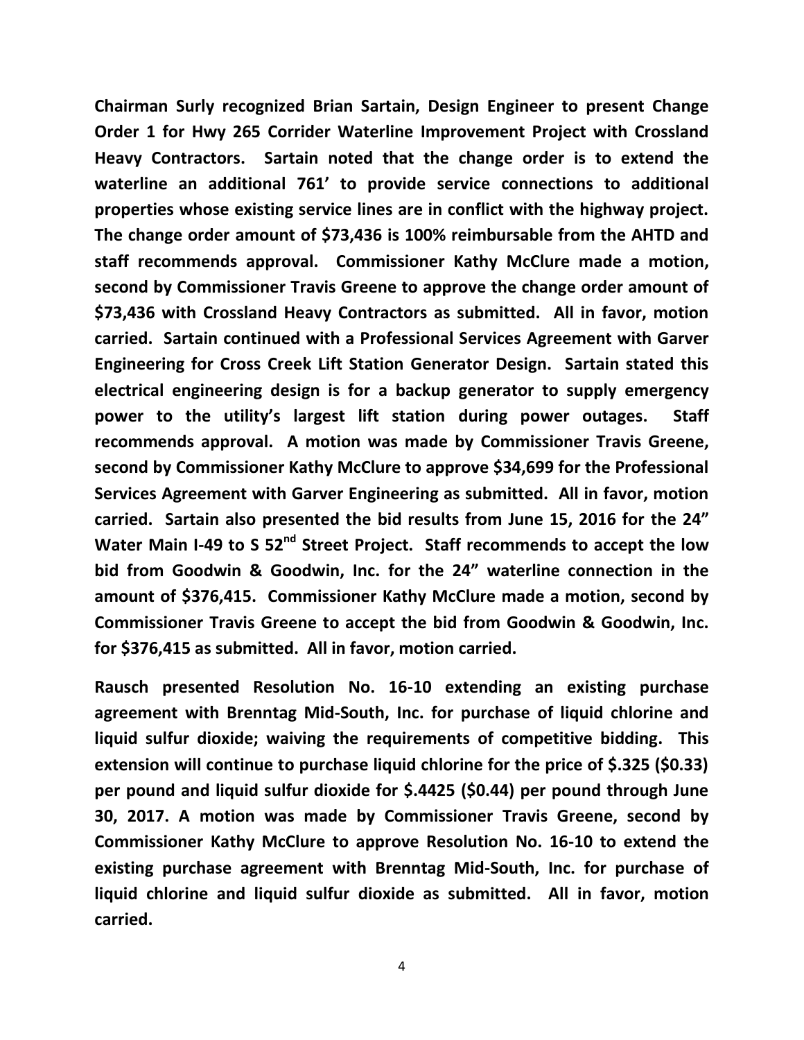**Chairman Surly recognized Brian Sartain, Design Engineer to present Change Order 1 for Hwy 265 Corrider Waterline Improvement Project with Crossland Heavy Contractors. Sartain noted that the change order is to extend the waterline an additional 761' to provide service connections to additional properties whose existing service lines are in conflict with the highway project. The change order amount of $73,436 is 100% reimbursable from the AHTD and staff recommends approval. Commissioner Kathy McClure made a motion, second by Commissioner Travis Greene to approve the change order amount of $73,436 with Crossland Heavy Contractors as submitted. All in favor, motion carried. Sartain continued with a Professional Services Agreement with Garver Engineering for Cross Creek Lift Station Generator Design. Sartain stated this electrical engineering design is for a backup generator to supply emergency power to the utility's largest lift station during power outages. Staff recommends approval. A motion was made by Commissioner Travis Greene, second by Commissioner Kathy McClure to approve $34,699 for the Professional Services Agreement with Garver Engineering as submitted. All in favor, motion carried. Sartain also presented the bid results from June 15, 2016 for the 24" Water Main I-49 to S 52nd Street Project. Staff recommends to accept the low bid from Goodwin & Goodwin, Inc. for the 24" waterline connection in the amount of $376,415. Commissioner Kathy McClure made a motion, second by Commissioner Travis Greene to accept the bid from Goodwin & Goodwin, Inc. for $376,415 as submitted. All in favor, motion carried.**

**Rausch presented Resolution No. 16-10 extending an existing purchase agreement with Brenntag Mid-South, Inc. for purchase of liquid chlorine and liquid sulfur dioxide; waiving the requirements of competitive bidding. This extension will continue to purchase liquid chlorine for the price of $.325 ($0.33) per pound and liquid sulfur dioxide for $.4425 ($0.44) per pound through June 30, 2017. A motion was made by Commissioner Travis Greene, second by Commissioner Kathy McClure to approve Resolution No. 16-10 to extend the existing purchase agreement with Brenntag Mid-South, Inc. for purchase of liquid chlorine and liquid sulfur dioxide as submitted. All in favor, motion carried.**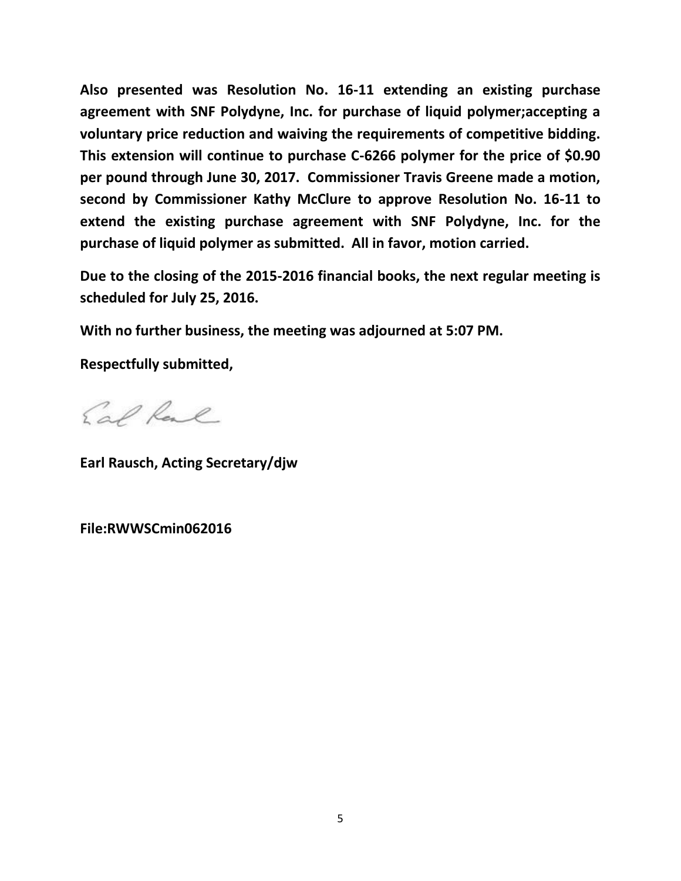**Also presented was Resolution No. 16-11 extending an existing purchase agreement with SNF Polydyne, Inc. for purchase of liquid polymer;accepting a voluntary price reduction and waiving the requirements of competitive bidding. This extension will continue to purchase C-6266 polymer for the price of $0.90 per pound through June 30, 2017. Commissioner Travis Greene made a motion, second by Commissioner Kathy McClure to approve Resolution No. 16-11 to extend the existing purchase agreement with SNF Polydyne, Inc. for the purchase of liquid polymer as submitted. All in favor, motion carried.**

**Due to the closing of the 2015-2016 financial books, the next regular meeting is scheduled for July 25, 2016.**

**With no further business, the meeting was adjourned at 5:07 PM.**

**Respectfully submitted,**

**Earl Rausch, Acting Secretary/djw**

**File:RWWSCmin062016**